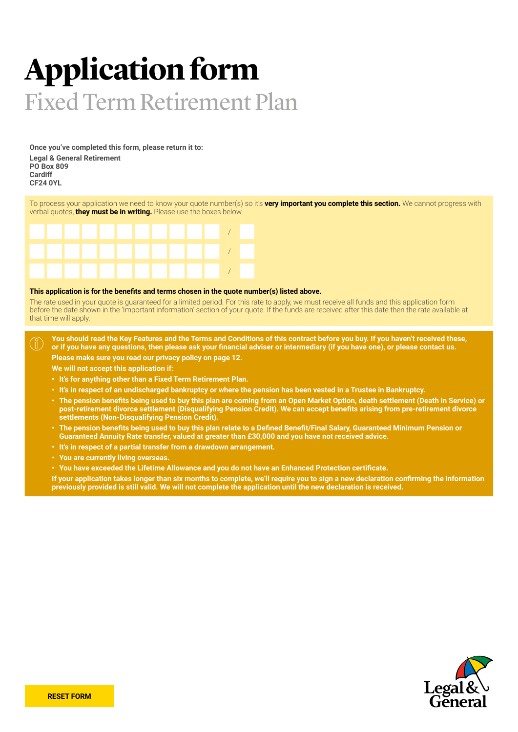# Application form

## Fixed Term Retirement Plan

**Once you've completed this form, please return it to:**

**Legal & General Retirement**
**PO Box 809**
**Cardiff**
**CF24 0YL**

To process your application we need to know your quote number(s) so it's **very important you complete this section.** We cannot progress with verbal quotes, **they must be in writing.** Please use the boxes below.

| | | | | | | | | | | | / | |
|---|---|---|---|---|---|---|---|---|---|---|---|---|
| | | | | | | | | | | | / | |
| | | | | | | | | | | | / | |

**This application is for the benefits and terms chosen in the quote number(s) listed above.**

The rate used in your quote is guaranteed for a limited period. For this rate to apply, we must receive all funds and this application form before the date shown in the 'Important information' section of your quote. If the funds are received after this date then the rate available at that time will apply.

**You should read the Key Features and the Terms and Conditions of this contract before you buy. If you haven't received these, or if you have any questions, then please ask your financial adviser or intermediary (if you have one), or please contact us.**

**Please make sure you read our privacy policy on page 12.**

**We will not accept this application if:**

- **It's for anything other than a Fixed Term Retirement Plan.**
- **It's in respect of an undischarged bankruptcy or where the pension has been vested in a Trustee in Bankruptcy.**
- **The pension benefits being used to buy this plan are coming from an Open Market Option, death settlement (Death in Service) or post-retirement divorce settlement (Disqualifying Pension Credit). We can accept benefits arising from pre-retirement divorce settlements (Non-Disqualifying Pension Credit).**
- **The pension benefits being used to buy this plan relate to a Defined Benefit/Final Salary, Guaranteed Minimum Pension or Guaranteed Annuity Rate transfer, valued at greater than £30,000 and you have not received advice.**
- **It's in respect of a partial transfer from a drawdown arrangement.**
- **You are currently living overseas.**
- **You have exceeded the Lifetime Allowance and you do not have an Enhanced Protection certificate.**

**If your application takes longer than six months to complete, we'll require you to sign a new declaration confirming the information previously provided is still valid. We will not complete the application until the new declaration is received.**

RESET FORM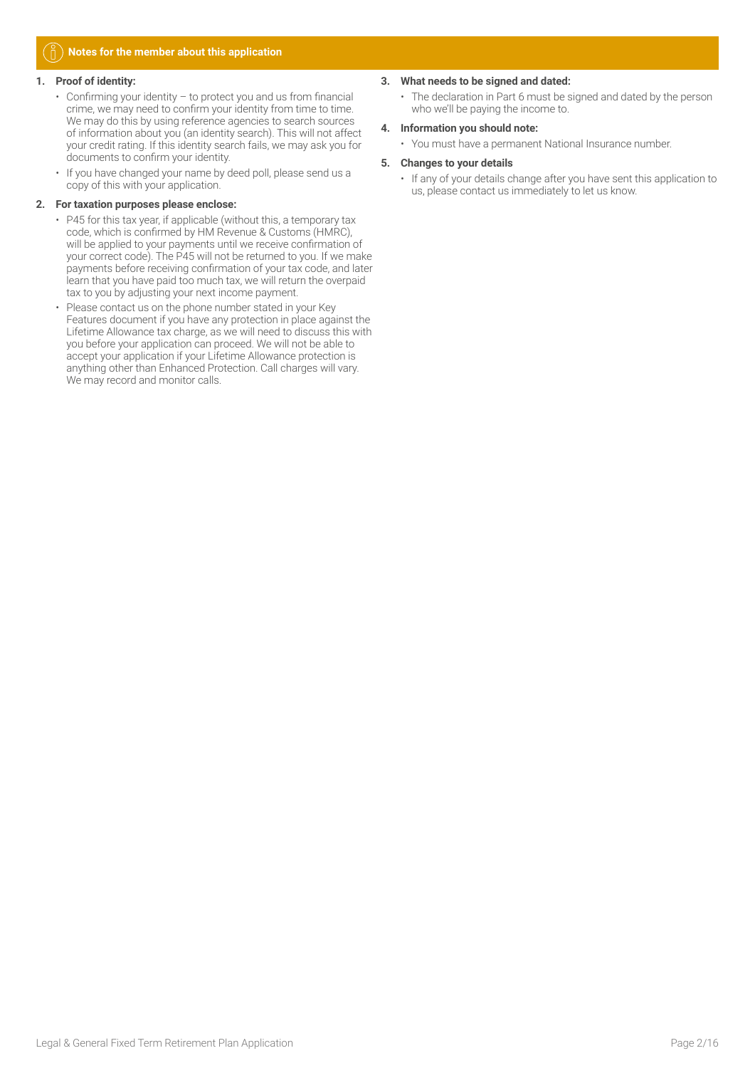## Notes for the member about this application

1. **Proof of identity:**
   - Confirming your identity – to protect you and us from financial crime, we may need to confirm your identity from time to time. We may do this by using reference agencies to search sources of information about you (an identity search). This will not affect your credit rating. If this identity search fails, we may ask you for documents to confirm your identity.
   - If you have changed your name by deed poll, please send us a copy of this with your application.

2. **For taxation purposes please enclose:**
   - P45 for this tax year, if applicable (without this, a temporary tax code, which is confirmed by HM Revenue & Customs (HMRC), will be applied to your payments until we receive confirmation of your correct code). The P45 will not be returned to you. If we make payments before receiving confirmation of your tax code, and later learn that you have paid too much tax, we will return the overpaid tax to you by adjusting your next income payment.
   - Please contact us on the phone number stated in your Key Features document if you have any protection in place against the Lifetime Allowance tax charge, as we will need to discuss this with you before your application can proceed. We will not be able to accept your application if your Lifetime Allowance protection is anything other than Enhanced Protection. Call charges will vary. We may record and monitor calls.

3. **What needs to be signed and dated:**
   - The declaration in Part 6 must be signed and dated by the person who we'll be paying the income to.

4. **Information you should note:**
   - You must have a permanent National Insurance number.

5. **Changes to your details**
   - If any of your details change after you have sent this application to us, please contact us immediately to let us know.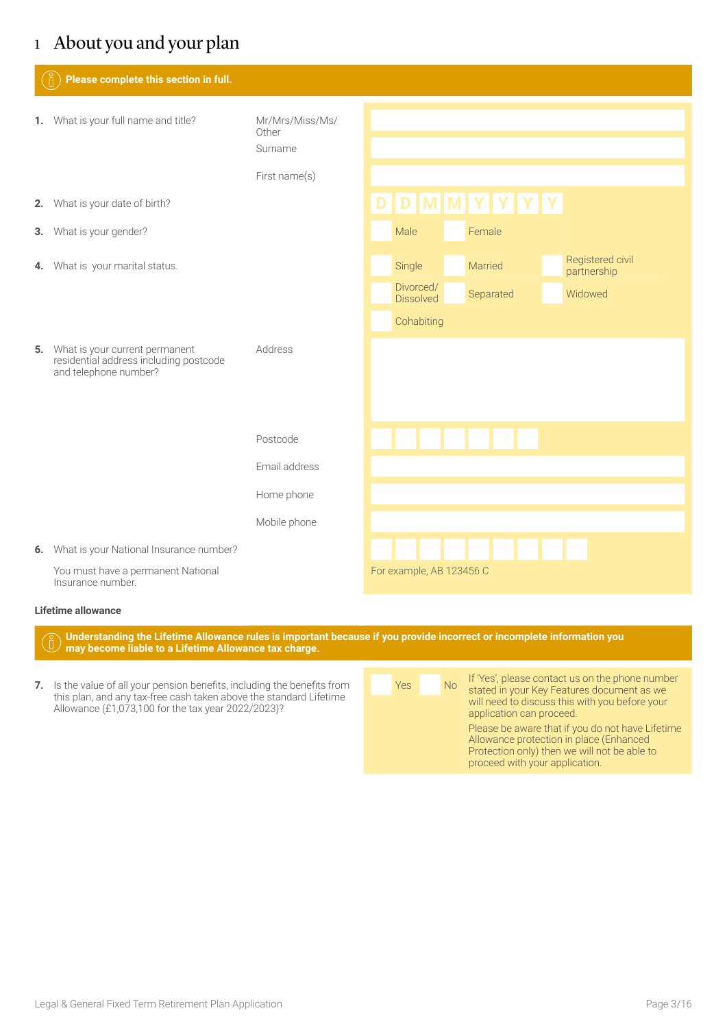# 1 About you and your plan

**Please complete this section in full.**

**1.** What is your full name and title?

Mr/Mrs/Miss/Ms/Other

Surname

First name(s)

**2.** What is your date of birth?

D D M M Y Y Y Y

**3.** What is your gender?

Male | Female

**4.** What is your marital status.

Single | Married | Registered civil partnership

Divorced/Dissolved | Separated | Widowed

Cohabiting

**5.** What is your current permanent residential address including postcode and telephone number?

Address

Postcode

Email address

Home phone

Mobile phone

**6.** What is your National Insurance number?

You must have a permanent National Insurance number.

For example, AB 123456 C

**Lifetime allowance**

**Understanding the Lifetime Allowance rules is important because if you provide incorrect or incomplete information you may become liable to a Lifetime Allowance tax charge.**

**7.** Is the value of all your pension benefits, including the benefits from this plan, and any tax-free cash taken above the standard Lifetime Allowance (£1,073,100 for the tax year 2022/2023)?

Yes | No

If 'Yes', please contact us on the phone number stated in your Key Features document as we will need to discuss this with you before your application can proceed.

Please be aware that if you do not have Lifetime Allowance protection in place (Enhanced Protection only) then we will not be able to proceed with your application.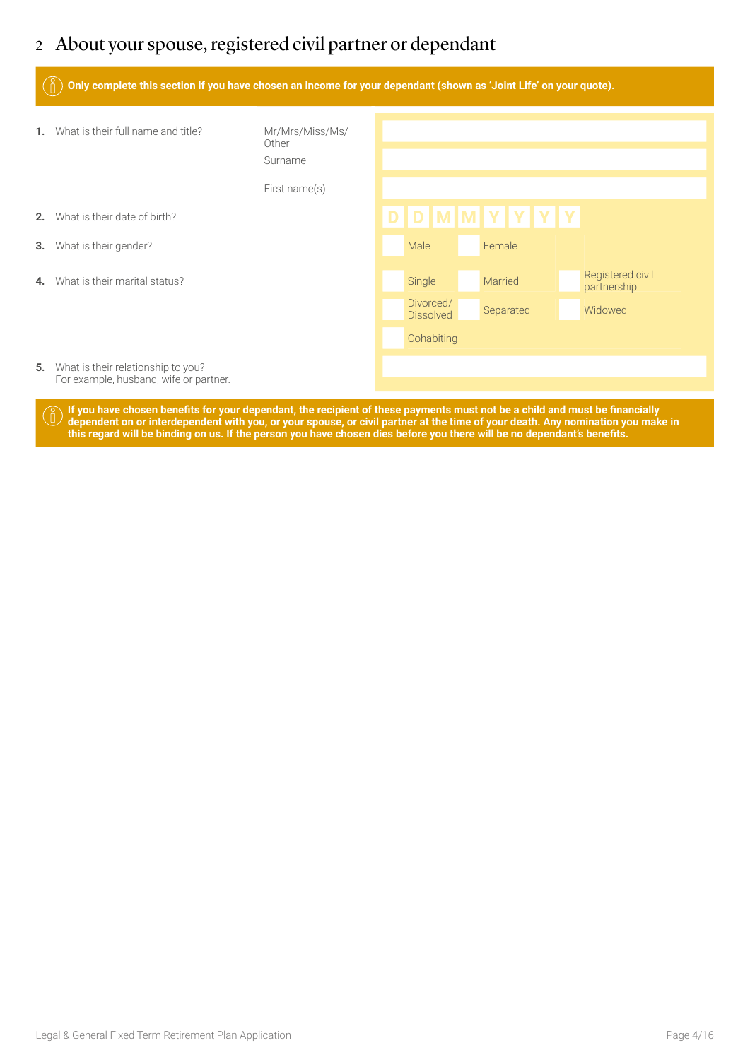## 2 About your spouse, registered civil partner or dependant

**Only complete this section if you have chosen an income for your dependant (shown as 'Joint Life' on your quote).**

**1.** What is their full name and title?

Mr/Mrs/Miss/Ms/Other

Surname

First name(s)

**2.** What is their date of birth? D D M M Y Y Y Y

**3.** What is their gender?

- Male
- Female

**4.** What is their marital status?

- Single
- Married
- Registered civil partnership
- Divorced/Dissolved
- Separated
- Widowed
- Cohabiting

**5.** What is their relationship to you?
For example, husband, wife or partner.

**If you have chosen benefits for your dependant, the recipient of these payments must not be a child and must be financially dependent on or interdependent with you, or your spouse, or civil partner at the time of your death. Any nomination you make in this regard will be binding on us. If the person you have chosen dies before you there will be no dependant's benefits.**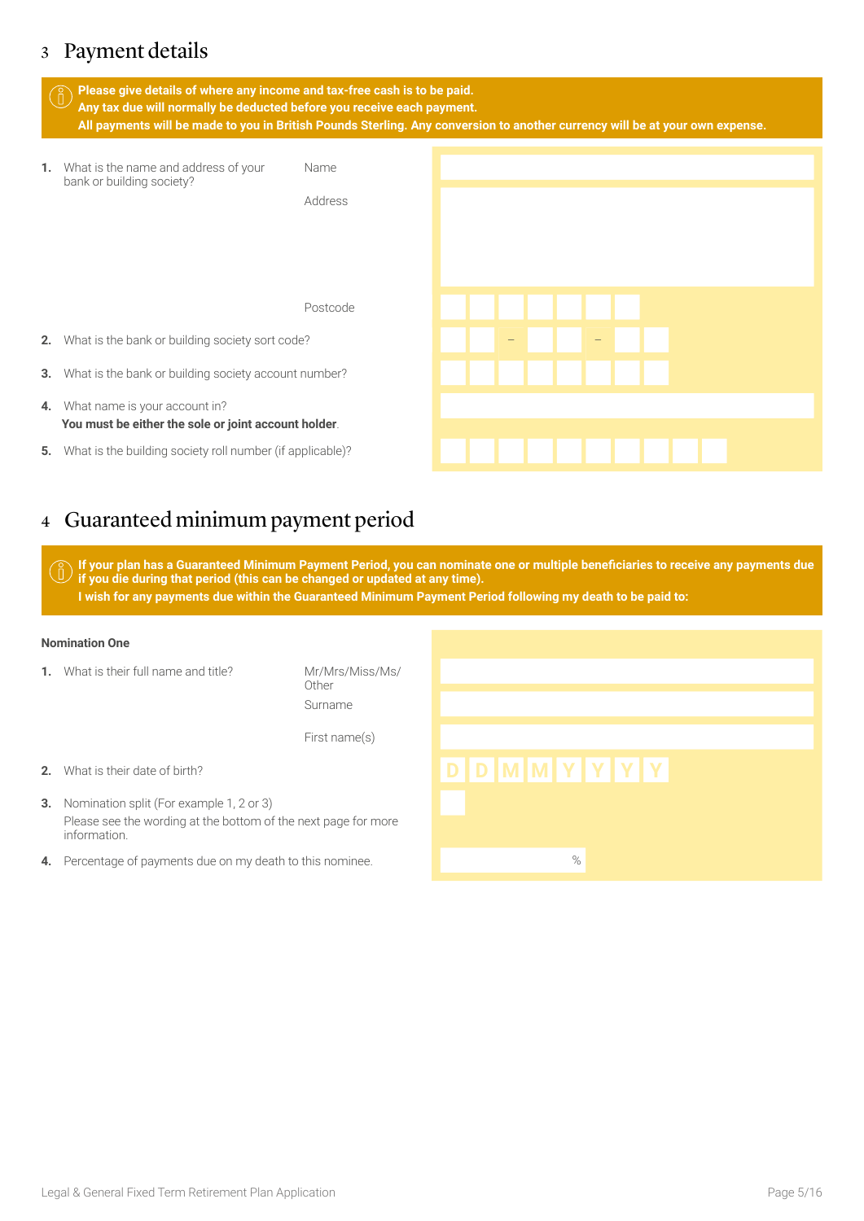## 3 Payment details

**Please give details of where any income and tax-free cash is to be paid.**
**Any tax due will normally be deducted before you receive each payment.**
**All payments will be made to you in British Pounds Sterling. Any conversion to another currency will be at your own expense.**

**1.** What is the name and address of your bank or building society?

Name

Address

Postcode

**2.** What is the bank or building society sort code? __ __ – __ __ – __ __

**3.** What is the bank or building society account number?

**4.** What name is your account in?
**You must be either the sole or joint account holder**.

**5.** What is the building society roll number (if applicable)?

## 4 Guaranteed minimum payment period

**If your plan has a Guaranteed Minimum Payment Period, you can nominate one or multiple beneficiaries to receive any payments due if you die during that period (this can be changed or updated at any time).**
**I wish for any payments due within the Guaranteed Minimum Payment Period following my death to be paid to:**

**Nomination One**

**1.** What is their full name and title?

Mr/Mrs/Miss/Ms/Other

Surname

First name(s)

**2.** What is their date of birth? D D M M Y Y Y Y

**3.** Nomination split (For example 1, 2 or 3)
Please see the wording at the bottom of the next page for more information.

**4.** Percentage of payments due on my death to this nominee. %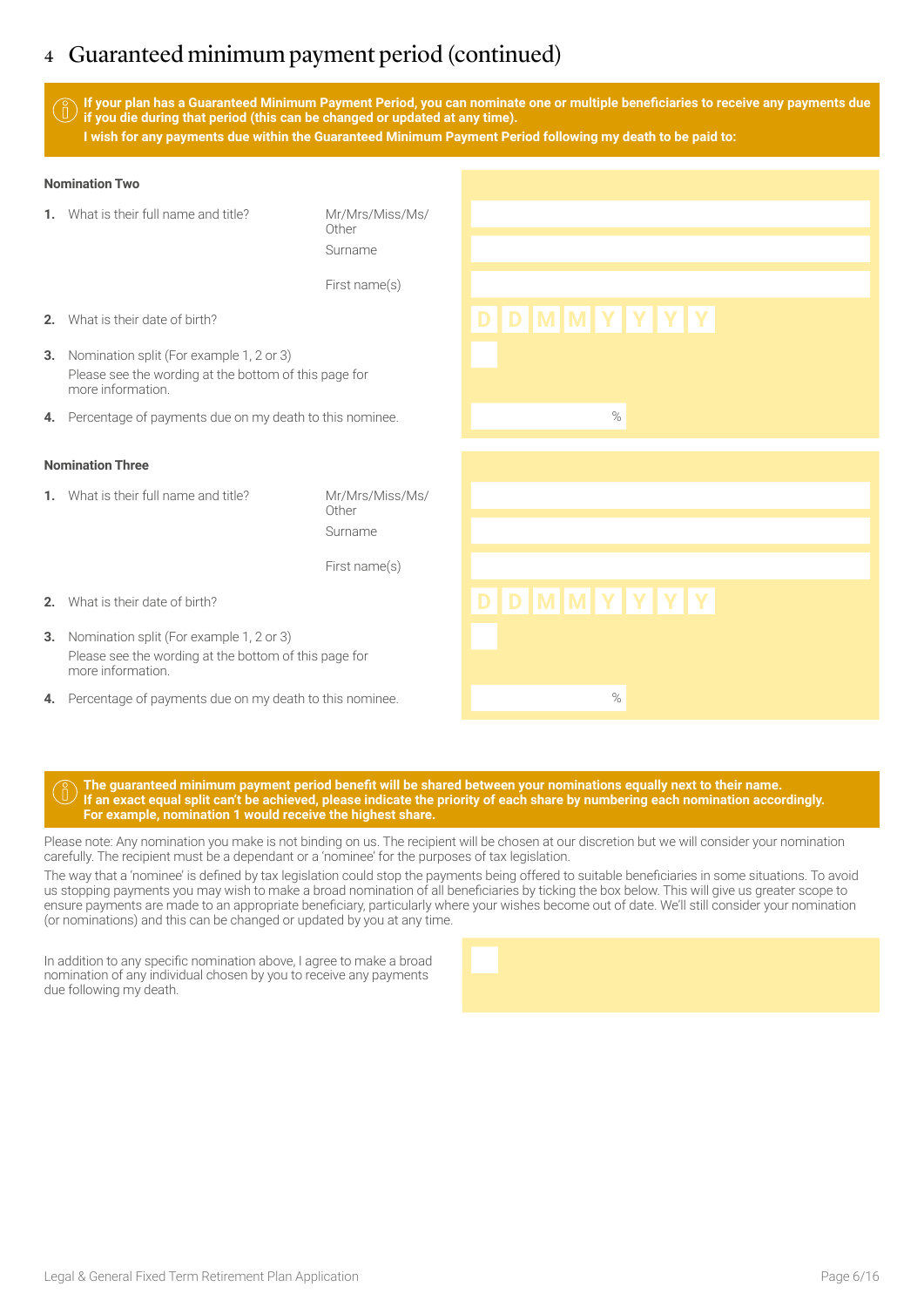## 4 Guaranteed minimum payment period (continued)

**If your plan has a Guaranteed Minimum Payment Period, you can nominate one or multiple beneficiaries to receive any payments due if you die during that period (this can be changed or updated at any time).**

**I wish for any payments due within the Guaranteed Minimum Payment Period following my death to be paid to:**

**Nomination Two**

1. What is their full name and title? Mr/Mrs/Miss/Ms/Other

   Surname

   First name(s)

2. What is their date of birth? D D M M Y Y Y Y

3. Nomination split (For example 1, 2 or 3)
   Please see the wording at the bottom of this page for more information.

4. Percentage of payments due on my death to this nominee. %

**Nomination Three**

1. What is their full name and title? Mr/Mrs/Miss/Ms/Other

   Surname

   First name(s)

2. What is their date of birth? D D M M Y Y Y Y

3. Nomination split (For example 1, 2 or 3)
   Please see the wording at the bottom of this page for more information.

4. Percentage of payments due on my death to this nominee. %

**The guaranteed minimum payment period benefit will be shared between your nominations equally next to their name. If an exact equal split can't be achieved, please indicate the priority of each share by numbering each nomination accordingly. For example, nomination 1 would receive the highest share.**

Please note: Any nomination you make is not binding on us. The recipient will be chosen at our discretion but we will consider your nomination carefully. The recipient must be a dependant or a 'nominee' for the purposes of tax legislation.

The way that a 'nominee' is defined by tax legislation could stop the payments being offered to suitable beneficiaries in some situations. To avoid us stopping payments you may wish to make a broad nomination of all beneficiaries by ticking the box below. This will give us greater scope to ensure payments are made to an appropriate beneficiary, particularly where your wishes become out of date. We'll still consider your nomination (or nominations) and this can be changed or updated by you at any time.

In addition to any specific nomination above, I agree to make a broad nomination of any individual chosen by you to receive any payments due following my death.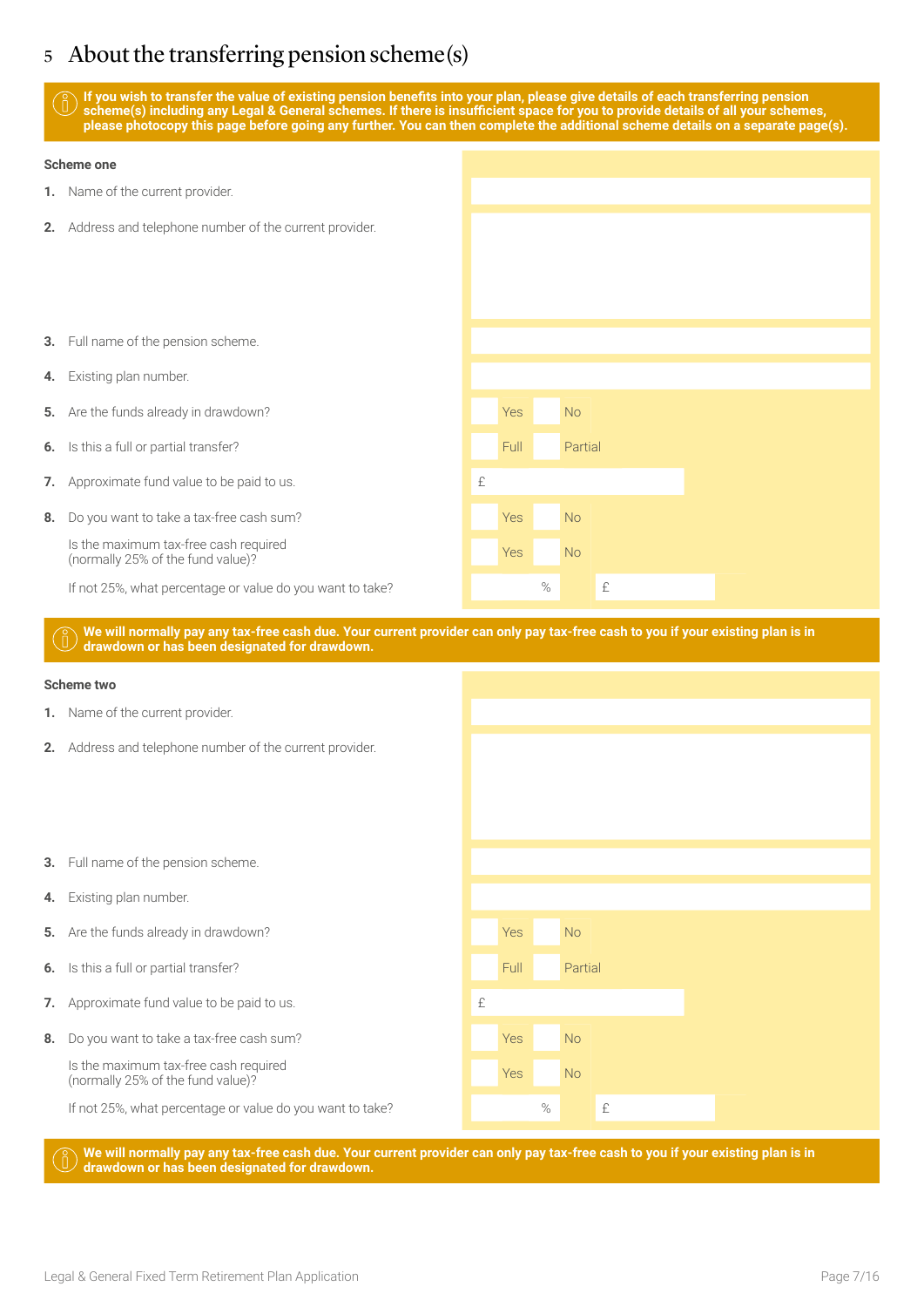## 5 About the transferring pension scheme(s)

**If you wish to transfer the value of existing pension benefits into your plan, please give details of each transferring pension scheme(s) including any Legal & General schemes. If there is insufficient space for you to provide details of all your schemes, please photocopy this page before going any further. You can then complete the additional scheme details on a separate page(s).**

**Scheme one**

1. Name of the current provider.
2. Address and telephone number of the current provider.
3. Full name of the pension scheme.
4. Existing plan number.
5. Are the funds already in drawdown? ☐ Yes ☐ No
6. Is this a full or partial transfer? ☐ Full ☐ Partial
7. Approximate fund value to be paid to us. £
8. Do you want to take a tax-free cash sum? ☐ Yes ☐ No

   Is the maximum tax-free cash required (normally 25% of the fund value)? ☐ Yes ☐ No

   If not 25%, what percentage or value do you want to take? % £

**We will normally pay any tax-free cash due. Your current provider can only pay tax-free cash to you if your existing plan is in drawdown or has been designated for drawdown.**

**Scheme two**

1. Name of the current provider.
2. Address and telephone number of the current provider.
3. Full name of the pension scheme.
4. Existing plan number.
5. Are the funds already in drawdown? ☐ Yes ☐ No
6. Is this a full or partial transfer? ☐ Full ☐ Partial
7. Approximate fund value to be paid to us. £
8. Do you want to take a tax-free cash sum? ☐ Yes ☐ No

   Is the maximum tax-free cash required (normally 25% of the fund value)? ☐ Yes ☐ No

   If not 25%, what percentage or value do you want to take? % £

**We will normally pay any tax-free cash due. Your current provider can only pay tax-free cash to you if your existing plan is in drawdown or has been designated for drawdown.**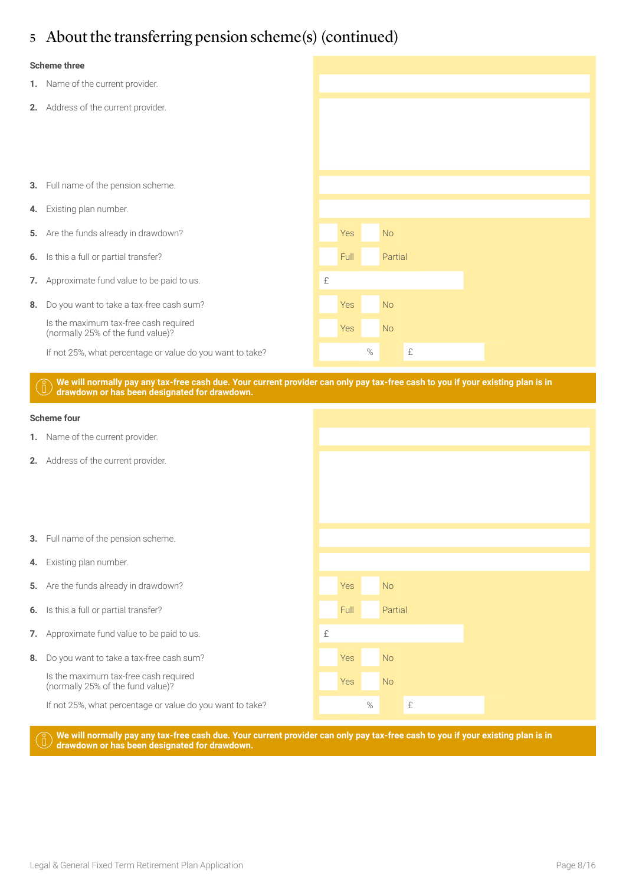# 5 About the transferring pension scheme(s) (continued)

**Scheme three**

1. Name of the current provider.
2. Address of the current provider.
3. Full name of the pension scheme.
4. Existing plan number.
5. Are the funds already in drawdown? Yes No
6. Is this a full or partial transfer? Full Partial
7. Approximate fund value to be paid to us. £
8. Do you want to take a tax-free cash sum? Yes No

   Is the maximum tax-free cash required (normally 25% of the fund value)? Yes No

   If not 25%, what percentage or value do you want to take? % £

**We will normally pay any tax-free cash due. Your current provider can only pay tax-free cash to you if your existing plan is in drawdown or has been designated for drawdown.**

**Scheme four**

1. Name of the current provider.
2. Address of the current provider.
3. Full name of the pension scheme.
4. Existing plan number.
5. Are the funds already in drawdown? Yes No
6. Is this a full or partial transfer? Full Partial
7. Approximate fund value to be paid to us. £
8. Do you want to take a tax-free cash sum? Yes No

   Is the maximum tax-free cash required (normally 25% of the fund value)? Yes No

   If not 25%, what percentage or value do you want to take? % £

**We will normally pay any tax-free cash due. Your current provider can only pay tax-free cash to you if your existing plan is in drawdown or has been designated for drawdown.**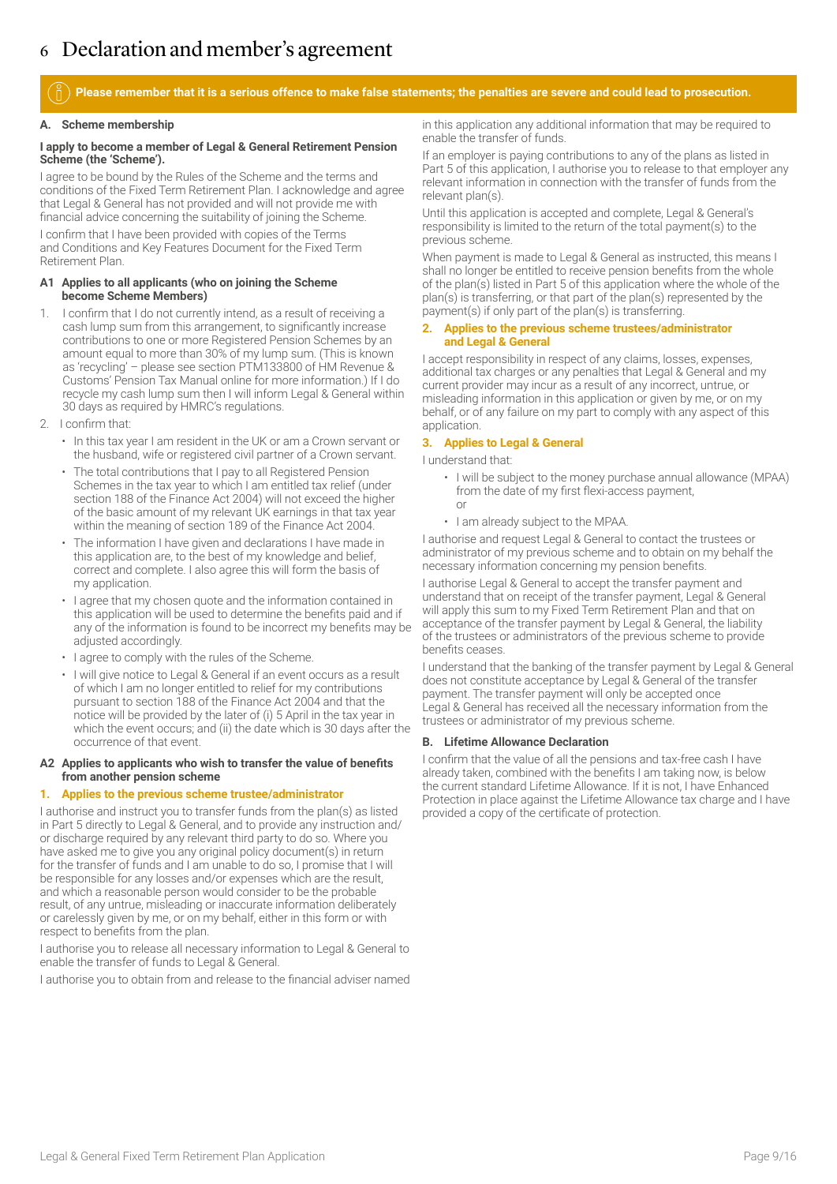# 6 Declaration and member's agreement

**Please remember that it is a serious offence to make false statements; the penalties are severe and could lead to prosecution.**

### A. Scheme membership

**I apply to become a member of Legal & General Retirement Pension Scheme (the 'Scheme').**

I agree to be bound by the Rules of the Scheme and the terms and conditions of the Fixed Term Retirement Plan. I acknowledge and agree that Legal & General has not provided and will not provide me with financial advice concerning the suitability of joining the Scheme.

I confirm that I have been provided with copies of the Terms and Conditions and Key Features Document for the Fixed Term Retirement Plan.

#### A1 Applies to all applicants (who on joining the Scheme become Scheme Members)

1. I confirm that I do not currently intend, as a result of receiving a cash lump sum from this arrangement, to significantly increase contributions to one or more Registered Pension Schemes by an amount equal to more than 30% of my lump sum. (This is known as 'recycling' – please see section PTM133800 of HM Revenue & Customs' Pension Tax Manual online for more information.) If I do recycle my cash lump sum then I will inform Legal & General within 30 days as required by HMRC's regulations.
2. I confirm that:
   - In this tax year I am resident in the UK or am a Crown servant or the husband, wife or registered civil partner of a Crown servant.
   - The total contributions that I pay to all Registered Pension Schemes in the tax year to which I am entitled tax relief (under section 188 of the Finance Act 2004) will not exceed the higher of the basic amount of my relevant UK earnings in that tax year within the meaning of section 189 of the Finance Act 2004.
   - The information I have given and declarations I have made in this application are, to the best of my knowledge and belief, correct and complete. I also agree this will form the basis of my application.
   - I agree that my chosen quote and the information contained in this application will be used to determine the benefits paid and if any of the information is found to be incorrect my benefits may be adjusted accordingly.
   - I agree to comply with the rules of the Scheme.
   - I will give notice to Legal & General if an event occurs as a result of which I am no longer entitled to relief for my contributions pursuant to section 188 of the Finance Act 2004 and that the notice will be provided by the later of (i) 5 April in the tax year in which the event occurs; and (ii) the date which is 30 days after the occurrence of that event.

#### A2 Applies to applicants who wish to transfer the value of benefits from another pension scheme

**1. Applies to the previous scheme trustee/administrator**

I authorise and instruct you to transfer funds from the plan(s) as listed in Part 5 directly to Legal & General, and to provide any instruction and/or discharge required by any relevant third party to do so. Where you have asked me to give you any original policy document(s) in return for the transfer of funds and I am unable to do so, I promise that I will be responsible for any losses and/or expenses which are the result, and which a reasonable person would consider to be the probable result, of any untrue, misleading or inaccurate information deliberately or carelessly given by me, or on my behalf, either in this form or with respect to benefits from the plan.

I authorise you to release all necessary information to Legal & General to enable the transfer of funds to Legal & General.

I authorise you to obtain from and release to the financial adviser named in this application any additional information that may be required to enable the transfer of funds.

If an employer is paying contributions to any of the plans as listed in Part 5 of this application, I authorise you to release to that employer any relevant information in connection with the transfer of funds from the relevant plan(s).

Until this application is accepted and complete, Legal & General's responsibility is limited to the return of the total payment(s) to the previous scheme.

When payment is made to Legal & General as instructed, this means I shall no longer be entitled to receive pension benefits from the whole of the plan(s) listed in Part 5 of this application where the whole of the plan(s) is transferring, or that part of the plan(s) represented by the payment(s) if only part of the plan(s) is transferring.

**2. Applies to the previous scheme trustees/administrator and Legal & General**

I accept responsibility in respect of any claims, losses, expenses, additional tax charges or any penalties that Legal & General and my current provider may incur as a result of any incorrect, untrue, or misleading information in this application or given by me, or on my behalf, or of any failure on my part to comply with any aspect of this application.

**3. Applies to Legal & General**

I understand that:

- I will be subject to the money purchase annual allowance (MPAA) from the date of my first flexi-access payment,
  or
- I am already subject to the MPAA.

I authorise and request Legal & General to contact the trustees or administrator of my previous scheme and to obtain on my behalf the necessary information concerning my pension benefits.

I authorise Legal & General to accept the transfer payment and understand that on receipt of the transfer payment, Legal & General will apply this sum to my Fixed Term Retirement Plan and that on acceptance of the transfer payment by Legal & General, the liability of the trustees or administrators of the previous scheme to provide benefits ceases.

I understand that the banking of the transfer payment by Legal & General does not constitute acceptance by Legal & General of the transfer payment. The transfer payment will only be accepted once Legal & General has received all the necessary information from the trustees or administrator of my previous scheme.

### B. Lifetime Allowance Declaration

I confirm that the value of all the pensions and tax-free cash I have already taken, combined with the benefits I am taking now, is below the current standard Lifetime Allowance. If it is not, I have Enhanced Protection in place against the Lifetime Allowance tax charge and I have provided a copy of the certificate of protection.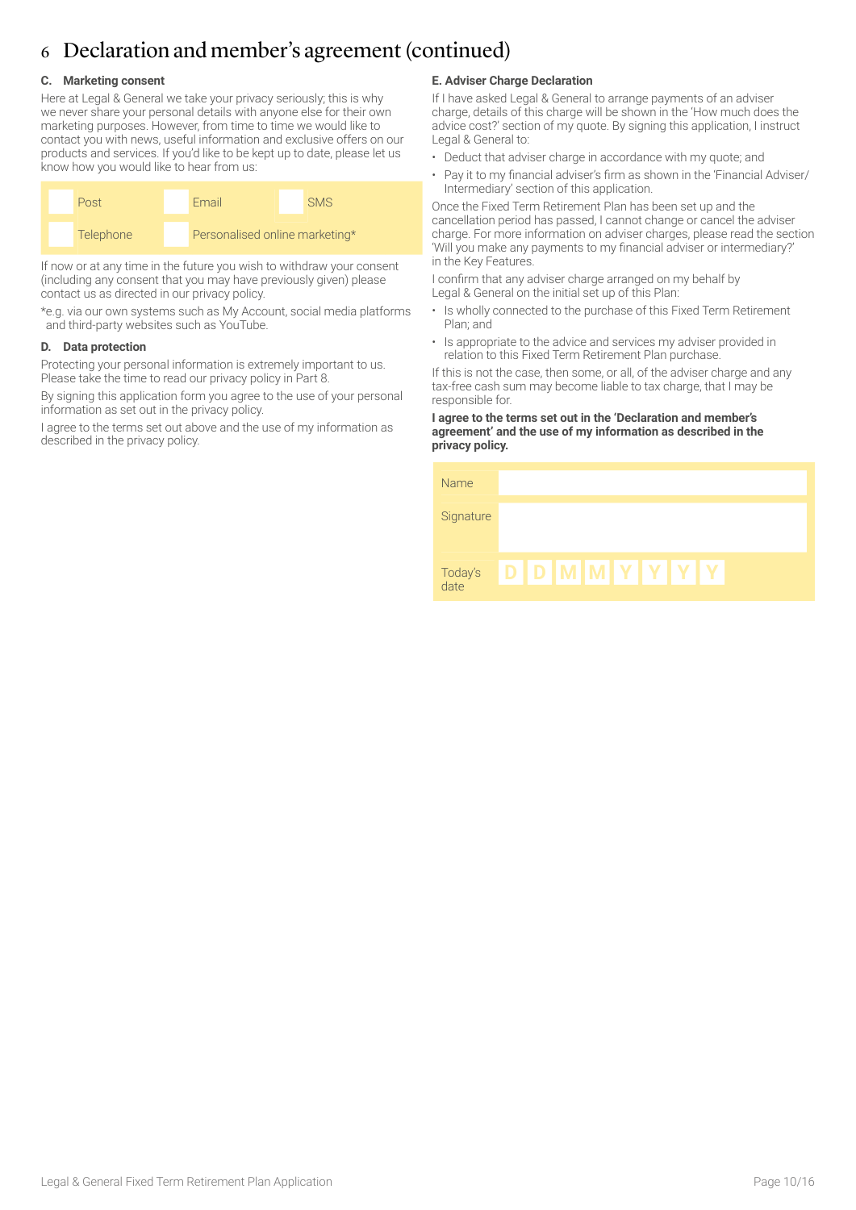# 6 Declaration and member's agreement (continued)

### C. Marketing consent

Here at Legal & General we take your privacy seriously; this is why we never share your personal details with anyone else for their own marketing purposes. However, from time to time we would like to contact you with news, useful information and exclusive offers on our products and services. If you'd like to be kept up to date, please let us know how you would like to hear from us:

| | | |
|---|---|---|
| ☐ Post | ☐ Email | ☐ SMS |
| ☐ Telephone | ☐ Personalised online marketing* | |

If now or at any time in the future you wish to withdraw your consent (including any consent that you may have previously given) please contact us as directed in our privacy policy.

*e.g. via our own systems such as My Account, social media platforms and third-party websites such as YouTube.

### D. Data protection

Protecting your personal information is extremely important to us. Please take the time to read our privacy policy in Part 8.

By signing this application form you agree to the use of your personal information as set out in the privacy policy.

I agree to the terms set out above and the use of my information as described in the privacy policy.

### E. Adviser Charge Declaration

If I have asked Legal & General to arrange payments of an adviser charge, details of this charge will be shown in the 'How much does the advice cost?' section of my quote. By signing this application, I instruct Legal & General to:

- Deduct that adviser charge in accordance with my quote; and
- Pay it to my financial adviser's firm as shown in the 'Financial Adviser/ Intermediary' section of this application.

Once the Fixed Term Retirement Plan has been set up and the cancellation period has passed, I cannot change or cancel the adviser charge. For more information on adviser charges, please read the section 'Will you make any payments to my financial adviser or intermediary?' in the Key Features.

I confirm that any adviser charge arranged on my behalf by Legal & General on the initial set up of this Plan:

- Is wholly connected to the purchase of this Fixed Term Retirement Plan; and
- Is appropriate to the advice and services my adviser provided in relation to this Fixed Term Retirement Plan purchase.

If this is not the case, then some, or all, of the adviser charge and any tax-free cash sum may become liable to tax charge, that I may be responsible for.

**I agree to the terms set out in the 'Declaration and member's agreement' and the use of my information as described in the privacy policy.**

| | |
|---|---|
| Name | |
| Signature | |
| Today's date | D D M M Y Y Y Y |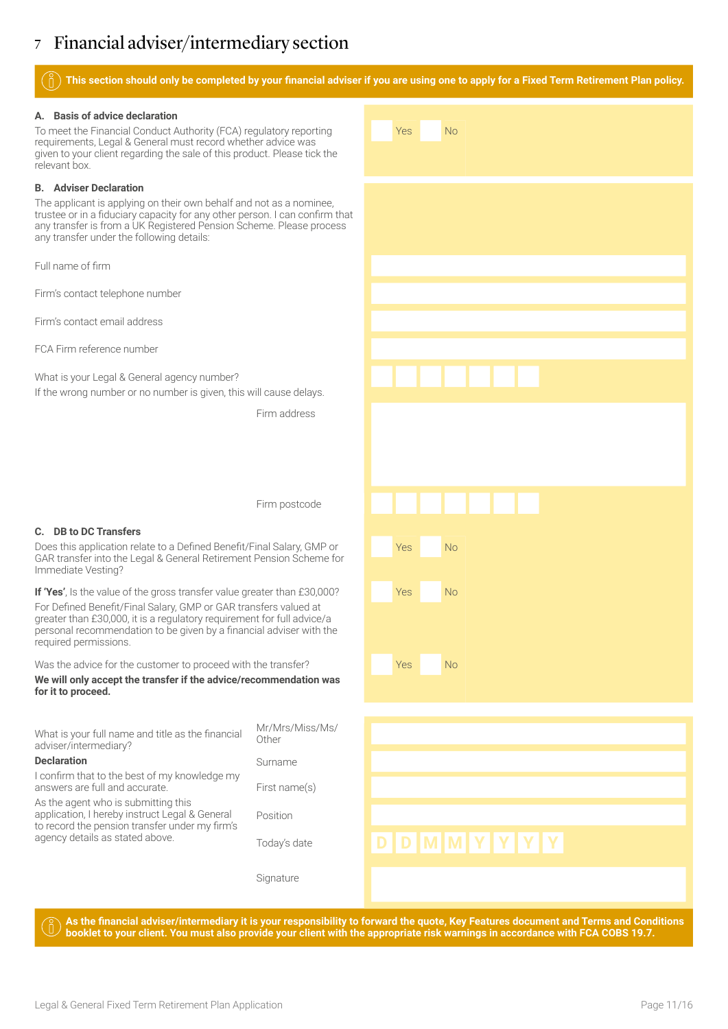## 7 Financial adviser/intermediary section

**This section should only be completed by your financial adviser if you are using one to apply for a Fixed Term Retirement Plan policy.**

**A. Basis of advice declaration**

To meet the Financial Conduct Authority (FCA) regulatory reporting requirements, Legal & General must record whether advice was given to your client regarding the sale of this product. Please tick the relevant box.

☐ Yes ☐ No

**B. Adviser Declaration**

The applicant is applying on their own behalf and not as a nominee, trustee or in a fiduciary capacity for any other person. I can confirm that any transfer is from a UK Registered Pension Scheme. Please process any transfer under the following details:

Full name of firm

Firm's contact telephone number

Firm's contact email address

FCA Firm reference number

What is your Legal & General agency number?

If the wrong number or no number is given, this will cause delays.

Firm address

Firm postcode

**C. DB to DC Transfers**

Does this application relate to a Defined Benefit/Final Salary, GMP or GAR transfer into the Legal & General Retirement Pension Scheme for Immediate Vesting?

☐ Yes ☐ No

**If 'Yes'**, Is the value of the gross transfer value greater than £30,000?

☐ Yes ☐ No

For Defined Benefit/Final Salary, GMP or GAR transfers valued at greater than £30,000, it is a regulatory requirement for full advice/a personal recommendation to be given by a financial adviser with the required permissions.

Was the advice for the customer to proceed with the transfer?

☐ Yes ☐ No

**We will only accept the transfer if the advice/recommendation was for it to proceed.**

What is your full name and title as the financial adviser/intermediary?

Mr/Mrs/Miss/Ms/Other

Surname

First name(s)

Position

Today's date D D M M Y Y Y Y

Signature

**Declaration**

I confirm that to the best of my knowledge my answers are full and accurate.

As the agent who is submitting this application, I hereby instruct Legal & General to record the pension transfer under my firm's agency details as stated above.

**As the financial adviser/intermediary it is your responsibility to forward the quote, Key Features document and Terms and Conditions booklet to your client. You must also provide your client with the appropriate risk warnings in accordance with FCA COBS 19.7.**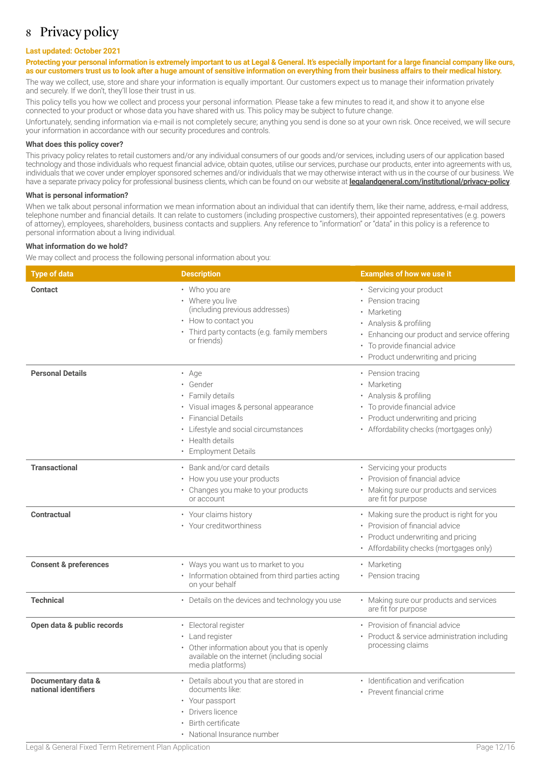# 8 Privacy policy

**Last updated: October 2021**

**Protecting your personal information is extremely important to us at Legal & General. It's especially important for a large financial company like ours, as our customers trust us to look after a huge amount of sensitive information on everything from their business affairs to their medical history.**

The way we collect, use, store and share your information is equally important. Our customers expect us to manage their information privately and securely. If we don't, they'll lose their trust in us.

This policy tells you how we collect and process your personal information. Please take a few minutes to read it, and show it to anyone else connected to your product or whose data you have shared with us. This policy may be subject to future change.

Unfortunately, sending information via e-mail is not completely secure; anything you send is done so at your own risk. Once received, we will secure your information in accordance with our security procedures and controls.

### What does this policy cover?

This privacy policy relates to retail customers and/or any individual consumers of our goods and/or services, including users of our application based technology and those individuals who request financial advice, obtain quotes, utilise our services, purchase our products, enter into agreements with us, individuals that we cover under employer sponsored schemes and/or individuals that we may otherwise interact with us in the course of our business. We have a separate privacy policy for professional business clients, which can be found on our website at **legalandgeneral.com/institutional/privacy-policy**.

### What is personal information?

When we talk about personal information we mean information about an individual that can identify them, like their name, address, e-mail address, telephone number and financial details. It can relate to customers (including prospective customers), their appointed representatives (e.g. powers of attorney), employees, shareholders, business contacts and suppliers. Any reference to "information" or "data" in this policy is a reference to personal information about a living individual.

### What information do we hold?

We may collect and process the following personal information about you:

| Type of data | Description | Examples of how we use it |
|---|---|---|
| **Contact** | • Who you are<br>• Where you live (including previous addresses)<br>• How to contact you<br>• Third party contacts (e.g. family members or friends) | • Servicing your product<br>• Pension tracing<br>• Marketing<br>• Analysis & profiling<br>• Enhancing our product and service offering<br>• To provide financial advice<br>• Product underwriting and pricing |
| **Personal Details** | • Age<br>• Gender<br>• Family details<br>• Visual images & personal appearance<br>• Financial Details<br>• Lifestyle and social circumstances<br>• Health details<br>• Employment Details | • Pension tracing<br>• Marketing<br>• Analysis & profiling<br>• To provide financial advice<br>• Product underwriting and pricing<br>• Affordability checks (mortgages only) |
| **Transactional** | • Bank and/or card details<br>• How you use your products<br>• Changes you make to your products or account | • Servicing your products<br>• Provision of financial advice<br>• Making sure our products and services are fit for purpose |
| **Contractual** | • Your claims history<br>• Your creditworthiness | • Making sure the product is right for you<br>• Provision of financial advice<br>• Product underwriting and pricing<br>• Affordability checks (mortgages only) |
| **Consent & preferences** | • Ways you want us to market to you<br>• Information obtained from third parties acting on your behalf | • Marketing<br>• Pension tracing |
| **Technical** | • Details on the devices and technology you use | • Making sure our products and services are fit for purpose |
| **Open data & public records** | • Electoral register<br>• Land register<br>• Other information about you that is openly available on the internet (including social media platforms) | • Provision of financial advice<br>• Product & service administration including processing claims |
| **Documentary data & national identifiers** | • Details about you that are stored in documents like:<br>• Your passport<br>• Drivers licence<br>• Birth certificate<br>• National Insurance number | • Identification and verification<br>• Prevent financial crime |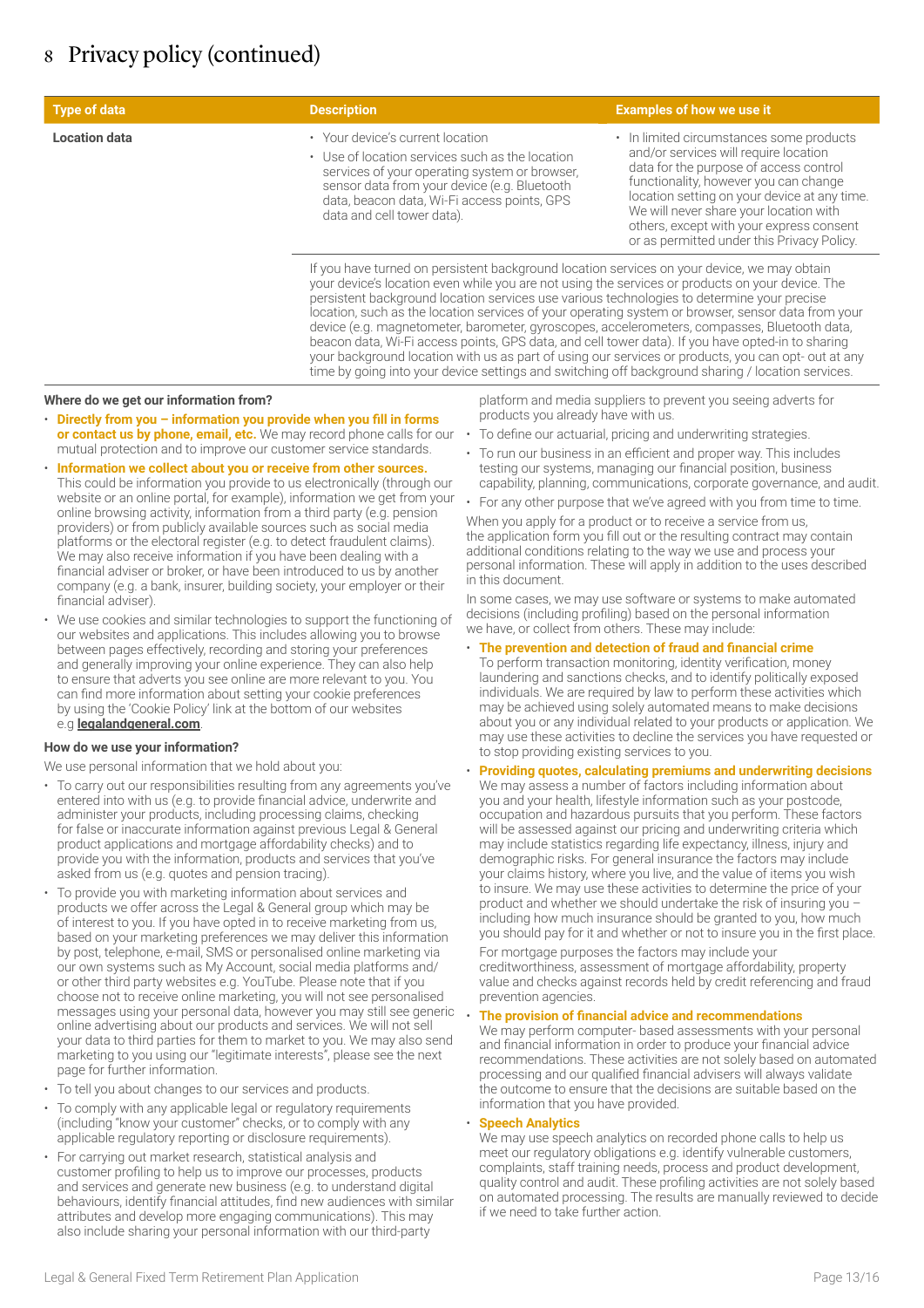# 8 Privacy policy (continued)

| Type of data | Description | Examples of how we use it |
|---|---|---|
| **Location data** | • Your device's current location<br>• Use of location services such as the location services of your operating system or browser, sensor data from your device (e.g. Bluetooth data, beacon data, Wi-Fi access points, GPS data and cell tower data). | • In limited circumstances some products and/or services will require location data for the purpose of access control functionality, however you can change location setting on your device at any time. We will never share your location with others, except with your express consent or as permitted under this Privacy Policy. |
| | If you have turned on persistent background location services on your device, we may obtain your device's location even while you are not using the services or products on your device. The persistent background location services use various technologies to determine your precise location, such as the location services of your operating system or browser, sensor data from your device (e.g. magnetometer, barometer, gyroscopes, accelerometers, compasses, Bluetooth data, beacon data, Wi-Fi access points, GPS data, and cell tower data). If you have opted-in to sharing your background location with us as part of using our services or products, you can opt- out at any time by going into your device settings and switching off background sharing / location services. | |

**Where do we get our information from?**

- **Directly from you – information you provide when you fill in forms or contact us by phone, email, etc.** We may record phone calls for our mutual protection and to improve our customer service standards.
- **Information we collect about you or receive from other sources.** This could be information you provide to us electronically (through our website or an online portal, for example), information we get from your online browsing activity, information from a third party (e.g. pension providers) or from publicly available sources such as social media platforms or the electoral register (e.g. to detect fraudulent claims). We may also receive information if you have been dealing with a financial adviser or broker, or have been introduced to us by another company (e.g. a bank, insurer, building society, your employer or their financial adviser).
- We use cookies and similar technologies to support the functioning of our websites and applications. This includes allowing you to browse between pages effectively, recording and storing your preferences and generally improving your online experience. They can also help to ensure that adverts you see online are more relevant to you. You can find more information about setting your cookie preferences by using the 'Cookie Policy' link at the bottom of our websites e.g **legalandgeneral.com**.

**How do we use your information?**

We use personal information that we hold about you:

- To carry out our responsibilities resulting from any agreements you've entered into with us (e.g. to provide financial advice, underwrite and administer your products, including processing claims, checking for false or inaccurate information against previous Legal & General product applications and mortgage affordability checks) and to provide you with the information, products and services that you've asked from us (e.g. quotes and pension tracing).
- To provide you with marketing information about services and products we offer across the Legal & General group which may be of interest to you. If you have opted in to receive marketing from us, based on your marketing preferences we may deliver this information by post, telephone, e-mail, SMS or personalised online marketing via our own systems such as My Account, social media platforms and/or other third party websites e.g. YouTube. Please note that if you choose not to receive online marketing, you will not see personalised messages using your personal data, however you may still see generic online advertising about our products and services. We will not sell your data to third parties for them to market to you. We may also send marketing to you using our "legitimate interests", please see the next page for further information.
- To tell you about changes to our services and products.
- To comply with any applicable legal or regulatory requirements (including "know your customer" checks, or to comply with any applicable regulatory reporting or disclosure requirements).
- For carrying out market research, statistical analysis and customer profiling to help us to improve our processes, products and services and generate new business (e.g. to understand digital behaviours, identify financial attitudes, find new audiences with similar attributes and develop more engaging communications). This may also include sharing your personal information with our third-party platform and media suppliers to prevent you seeing adverts for products you already have with us.
- To define our actuarial, pricing and underwriting strategies.
- To run our business in an efficient and proper way. This includes testing our systems, managing our financial position, business capability, planning, communications, corporate governance, and audit.
- For any other purpose that we've agreed with you from time to time.

When you apply for a product or to receive a service from us, the application form you fill out or the resulting contract may contain additional conditions relating to the way we use and process your personal information. These will apply in addition to the uses described in this document.

In some cases, we may use software or systems to make automated decisions (including profiling) based on the personal information we have, or collect from others. These may include:

- **The prevention and detection of fraud and financial crime**
  To perform transaction monitoring, identity verification, money laundering and sanctions checks, and to identify politically exposed individuals. We are required by law to perform these activities which may be achieved using solely automated means to make decisions about you or any individual related to your products or application. We may use these activities to decline the services you have requested or to stop providing existing services to you.
- **Providing quotes, calculating premiums and underwriting decisions**
  We may assess a number of factors including information about you and your health, lifestyle information such as your postcode, occupation and hazardous pursuits that you perform. These factors will be assessed against our pricing and underwriting criteria which may include statistics regarding life expectancy, illness, injury and demographic risks. For general insurance the factors may include your claims history, where you live, and the value of items you wish to insure. We may use these activities to determine the price of your product and whether we should undertake the risk of insuring you – including how much insurance should be granted to you, how much you should pay for it and whether or not to insure you in the first place.

  For mortgage purposes the factors may include your creditworthiness, assessment of mortgage affordability, property value and checks against records held by credit referencing and fraud prevention agencies.
- **The provision of financial advice and recommendations**
  We may perform computer- based assessments with your personal and financial information in order to produce your financial advice recommendations. These activities are not solely based on automated processing and our qualified financial advisers will always validate the outcome to ensure that the decisions are suitable based on the information that you have provided.
- **Speech Analytics**
  We may use speech analytics on recorded phone calls to help us meet our regulatory obligations e.g. identify vulnerable customers, complaints, staff training needs, process and product development, quality control and audit. These profiling activities are not solely based on automated processing. The results are manually reviewed to decide if we need to take further action.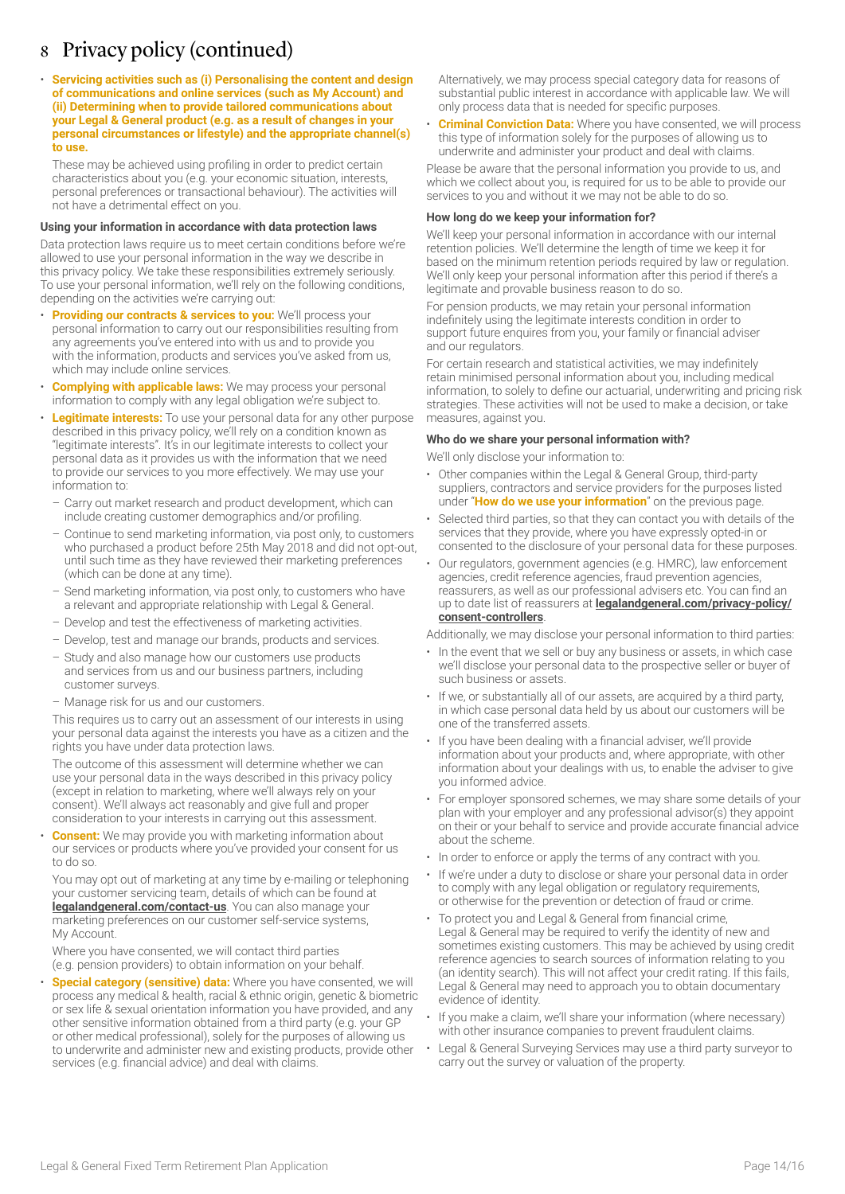# 8 Privacy policy (continued)

- **Servicing activities such as (i) Personalising the content and design of communications and online services (such as My Account) and (ii) Determining when to provide tailored communications about your Legal & General product (e.g. as a result of changes in your personal circumstances or lifestyle) and the appropriate channel(s) to use.**

  These may be achieved using profiling in order to predict certain characteristics about you (e.g. your economic situation, interests, personal preferences or transactional behaviour). The activities will not have a detrimental effect on you.

### Using your information in accordance with data protection laws

Data protection laws require us to meet certain conditions before we're allowed to use your personal information in the way we describe in this privacy policy. We take these responsibilities extremely seriously. To use your personal information, we'll rely on the following conditions, depending on the activities we're carrying out:

- **Providing our contracts & services to you:** We'll process your personal information to carry out our responsibilities resulting from any agreements you've entered into with us and to provide you with the information, products and services you've asked from us, which may include online services.
- **Complying with applicable laws:** We may process your personal information to comply with any legal obligation we're subject to.
- **Legitimate interests:** To use your personal data for any other purpose described in this privacy policy, we'll rely on a condition known as "legitimate interests". It's in our legitimate interests to collect your personal data as it provides us with the information that we need to provide our services to you more effectively. We may use your information to:
  - Carry out market research and product development, which can include creating customer demographics and/or profiling.
  - Continue to send marketing information, via post only, to customers who purchased a product before 25th May 2018 and did not opt-out, until such time as they have reviewed their marketing preferences (which can be done at any time).
  - Send marketing information, via post only, to customers who have a relevant and appropriate relationship with Legal & General.
  - Develop and test the effectiveness of marketing activities.
  - Develop, test and manage our brands, products and services.
  - Study and also manage how our customers use products and services from us and our business partners, including customer surveys.
  - Manage risk for us and our customers.

  This requires us to carry out an assessment of our interests in using your personal data against the interests you have as a citizen and the rights you have under data protection laws.

  The outcome of this assessment will determine whether we can use your personal data in the ways described in this privacy policy (except in relation to marketing, where we'll always rely on your consent). We'll always act reasonably and give full and proper consideration to your interests in carrying out this assessment.
- **Consent:** We may provide you with marketing information about our services or products where you've provided your consent for us to do so.

  You may opt out of marketing at any time by e-mailing or telephoning your customer servicing team, details of which can be found at **legalandgeneral.com/contact-us**. You can also manage your marketing preferences on our customer self-service systems, My Account.

  Where you have consented, we will contact third parties (e.g. pension providers) to obtain information on your behalf.
- **Special category (sensitive) data:** Where you have consented, we will process any medical & health, racial & ethnic origin, genetic & biometric or sex life & sexual orientation information you have provided, and any other sensitive information obtained from a third party (e.g. your GP or other medical professional), solely for the purposes of allowing us to underwrite and administer new and existing products, provide other services (e.g. financial advice) and deal with claims.

  Alternatively, we may process special category data for reasons of substantial public interest in accordance with applicable law. We will only process data that is needed for specific purposes.
- **Criminal Conviction Data:** Where you have consented, we will process this type of information solely for the purposes of allowing us to underwrite and administer your product and deal with claims.

Please be aware that the personal information you provide to us, and which we collect about you, is required for us to be able to provide our services to you and without it we may not be able to do so.

### How long do we keep your information for?

We'll keep your personal information in accordance with our internal retention policies. We'll determine the length of time we keep it for based on the minimum retention periods required by law or regulation. We'll only keep your personal information after this period if there's a legitimate and provable business reason to do so.

For pension products, we may retain your personal information indefinitely using the legitimate interests condition in order to support future enquires from you, your family or financial adviser and our regulators.

For certain research and statistical activities, we may indefinitely retain minimised personal information about you, including medical information, to solely to define our actuarial, underwriting and pricing risk strategies. These activities will not be used to make a decision, or take measures, against you.

### Who do we share your personal information with?

We'll only disclose your information to:

- Other companies within the Legal & General Group, third-party suppliers, contractors and service providers for the purposes listed under "**How do we use your information**" on the previous page.
- Selected third parties, so that they contact you with details of the services that they provide, where you have expressly opted-in or consented to the disclosure of your personal data for these purposes.
- Our regulators, government agencies (e.g. HMRC), law enforcement agencies, credit reference agencies, fraud prevention agencies, reassurers, as well as our professional advisers etc. You can find an up to date list of reassurers at **legalandgeneral.com/privacy-policy/consent-controllers**.

Additionally, we may disclose your personal information to third parties:

- In the event that we sell or buy any business or assets, in which case we'll disclose your personal data to the prospective seller or buyer of such business or assets.
- If we, or substantially all of our assets, are acquired by a third party, in which case personal data held by us about our customers will be one of the transferred assets.
- If you have been dealing with a financial adviser, we'll provide information about your products and, where appropriate, with other information about your dealings with us, to enable the adviser to give you informed advice.
- For employer sponsored schemes, we may share some details of your plan with your employer and any professional advisor(s) they appoint on their or your behalf to service and provide accurate financial advice about the scheme.
- In order to enforce or apply the terms of any contract with you.
- If we're under a duty to disclose or share your personal data in order to comply with any legal obligation or regulatory requirements, or otherwise for the prevention or detection of fraud or crime.
- To protect you and Legal & General from financial crime, Legal & General may be required to verify the identity of new and sometimes existing customers. This may be achieved by using credit reference agencies to search sources of information relating to you (an identity search). This will not affect your credit rating. If this fails, Legal & General may need to approach you to obtain documentary evidence of identity.
- If you make a claim, we'll share your information (where necessary) with other insurance companies to prevent fraudulent claims.
- Legal & General Surveying Services may use a third party surveyor to carry out the survey or valuation of the property.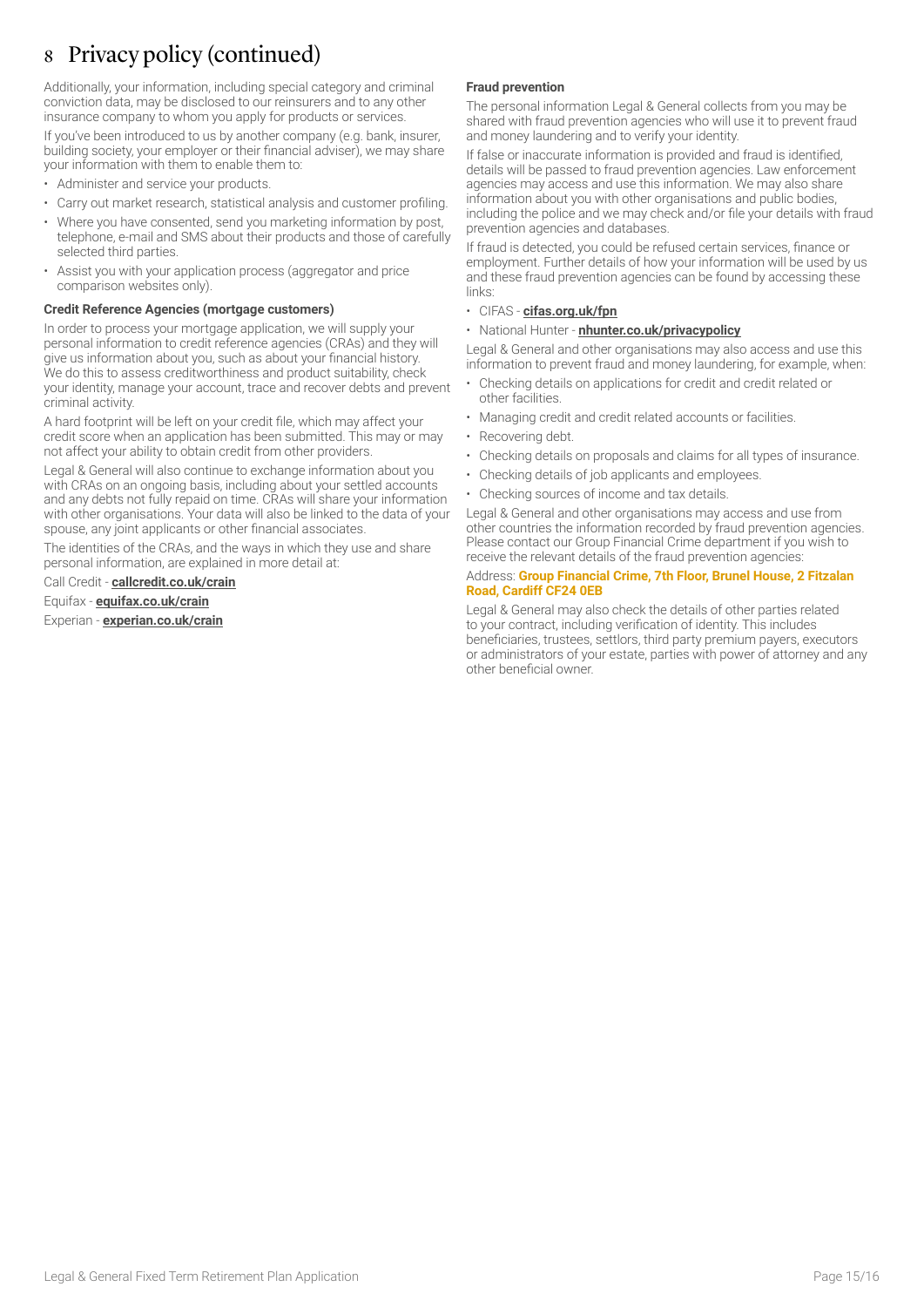# 8 Privacy policy (continued)

Additionally, your information, including special category and criminal conviction data, may be disclosed to our reinsurers and to any other insurance company to whom you apply for products or services.

If you've been introduced to us by another company (e.g. bank, insurer, building society, your employer or their financial adviser), we may share your information with them to enable them to:

- Administer and service your products.
- Carry out market research, statistical analysis and customer profiling.
- Where you have consented, send you marketing information by post, telephone, e-mail and SMS about their products and those of carefully selected third parties.
- Assist you with your application process (aggregator and price comparison websites only).

**Credit Reference Agencies (mortgage customers)**

In order to process your mortgage application, we will supply your personal information to credit reference agencies (CRAs) and they will give us information about you, such as about your financial history. We do this to assess creditworthiness and product suitability, check your identity, manage your account, trace and recover debts and prevent criminal activity.

A hard footprint will be left on your credit file, which may affect your credit score when an application has been submitted. This may or may not affect your ability to obtain credit from other providers.

Legal & General will also continue to exchange information about you with CRAs on an ongoing basis, including about your settled accounts and any debts not fully repaid on time. CRAs will share your information with other organisations. Your data will also be linked to the data of your spouse, any joint applicants or other financial associates.

The identities of the CRAs, and the ways in which they use and share personal information, are explained in more detail at:

Call Credit - **callcredit.co.uk/crain**

Equifax - **equifax.co.uk/crain**

Experian - **experian.co.uk/crain**

**Fraud prevention**

The personal information Legal & General collects from you may be shared with fraud prevention agencies who will use it to prevent fraud and money laundering and to verify your identity.

If false or inaccurate information is provided and fraud is identified, details will be passed to fraud prevention agencies. Law enforcement agencies may access and use this information. We may also share information about you with other organisations and public bodies, including the police and we may check and/or file your details with fraud prevention agencies and databases.

If fraud is detected, you could be refused certain services, finance or employment. Further details of how your information will be used by us and these fraud prevention agencies can be found by accessing these links:

- CIFAS - **cifas.org.uk/fpn**
- National Hunter - **nhunter.co.uk/privacypolicy**

Legal & General and other organisations may also access and use this information to prevent fraud and money laundering, for example, when:

- Checking details on applications for credit and credit related or other facilities.
- Managing credit and credit related accounts or facilities.
- Recovering debt.
- Checking details on proposals and claims for all types of insurance.
- Checking details of job applicants and employees.
- Checking sources of income and tax details.

Legal & General and other organisations may access and use from other countries the information recorded by fraud prevention agencies. Please contact our Group Financial Crime department if you wish to receive the relevant details of the fraud prevention agencies:

Address: **Group Financial Crime, 7th Floor, Brunel House, 2 Fitzalan Road, Cardiff CF24 0EB**

Legal & General may also check the details of other parties related to your contract, including verification of identity. This includes beneficiaries, trustees, settlors, third party premium payers, executors or administrators of your estate, parties with power of attorney and any other beneficial owner.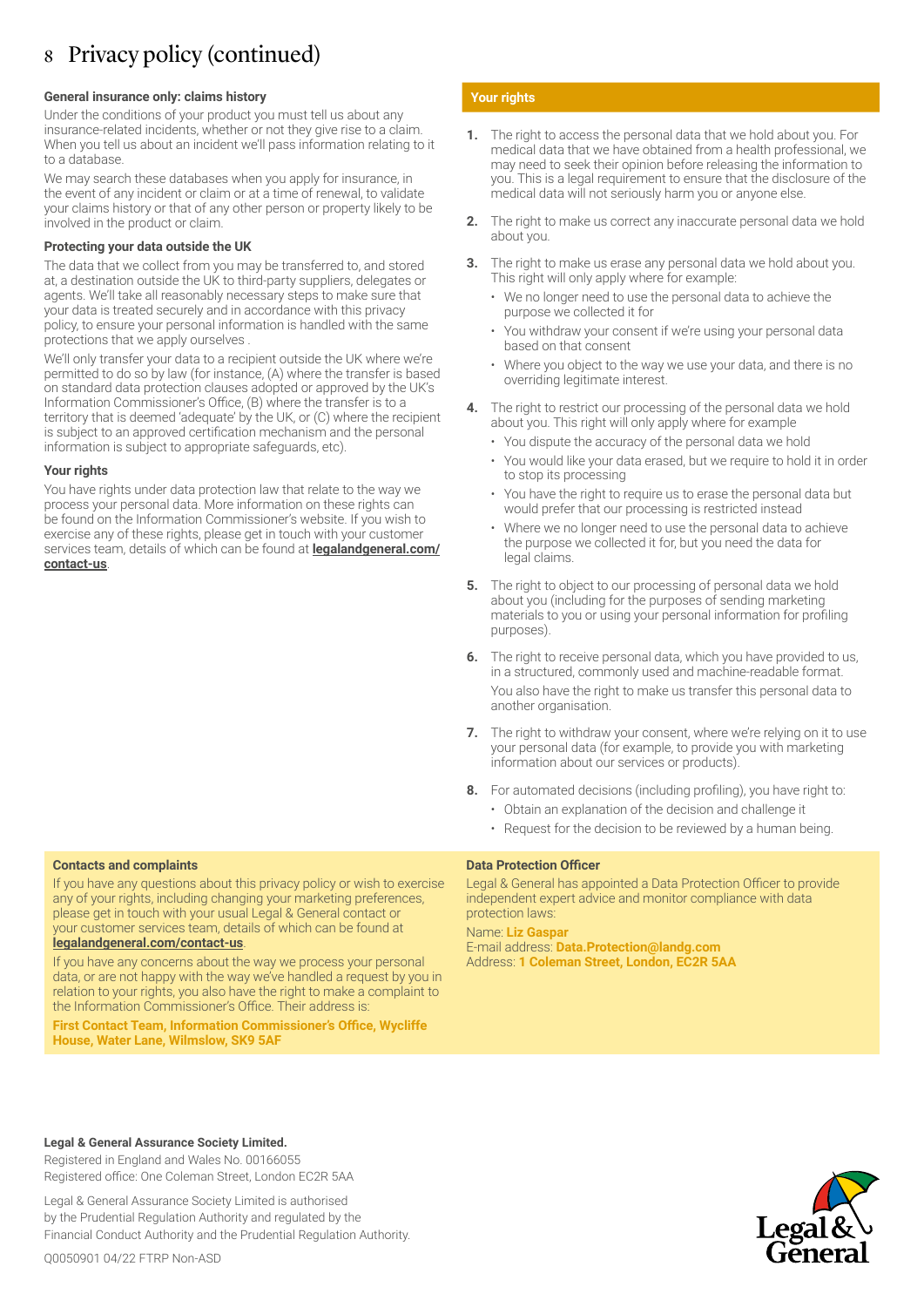# 8 Privacy policy (continued)

### General insurance only: claims history

Under the conditions of your product you must tell us about any insurance-related incidents, whether or not they give rise to a claim. When you tell us about an incident we'll pass information relating to it to a database.

We may search these databases when you apply for insurance, in the event of any incident or claim or at a time of renewal, to validate your claims history or that of any other person or property likely to be involved in the product or claim.

### Protecting your data outside the UK

The data that we collect from you may be transferred to, and stored at, a destination outside the UK to third-party suppliers, delegates or agents. We'll take all reasonably necessary steps to make sure that your data is treated securely and in accordance with this privacy policy, to ensure your personal information is handled with the same protections that we apply ourselves .

We'll only transfer your data to a recipient outside the UK where we're permitted to do so by law (for instance, (A) where the transfer is based on standard data protection clauses adopted or approved by the UK's Information Commissioner's Office, (B) where the transfer is to a territory that is deemed 'adequate' by the UK, or (C) where the recipient is subject to an approved certification mechanism and the personal information is subject to appropriate safeguards, etc).

### Your rights

You have rights under data protection law that relate to the way we process your personal data. More information on these rights can be found on the Information Commissioner's website. If you wish to exercise any of these rights, please get in touch with your customer services team, details of which can be found at **legalandgeneral.com/contact-us**.

## Your rights

1. The right to access the personal data that we hold about you. For medical data that we have obtained from a health professional, we may need to seek their opinion before releasing the information to you. This is a legal requirement to ensure that the disclosure of the medical data will not seriously harm you or anyone else.
2. The right to make us correct any inaccurate personal data we hold about you.
3. The right to make us erase any personal data we hold about you. This right will only apply where for example:
   - We no longer need to use the personal data to achieve the purpose we collected it for
   - You withdraw your consent if we're using your personal data based on that consent
   - Where you object to the way we use your data, and there is no overriding legitimate interest.
4. The right to restrict our processing of the personal data we hold about you. This right will only apply where for example
   - You dispute the accuracy of the personal data we hold
   - You would like your data erased, but we require to hold it in order to stop its processing
   - You have the right to require us to erase the personal data but would prefer that our processing is restricted instead
   - Where we no longer need to use the personal data to achieve the purpose we collected it for, but you need the data for legal claims.
5. The right to object to our processing of personal data we hold about you (including for the purposes of sending marketing materials to you or using your personal information for profiling purposes).
6. The right to receive personal data, which you have provided to us, in a structured, commonly used and machine-readable format.

   You also have the right to make us transfer this personal data to another organisation.
7. The right to withdraw your consent, where we're relying on it to use your personal data (for example, to provide you with marketing information about our services or products).
8. For automated decisions (including profiling), you have right to:
   - Obtain an explanation of the decision and challenge it
   - Request for the decision to be reviewed by a human being.

### Contacts and complaints

If you have any questions about this privacy policy or wish to exercise any of your rights, including changing your marketing preferences, please get in touch with your usual Legal & General contact or your customer services team, details of which can be found at **legalandgeneral.com/contact-us**.

If you have any concerns about the way we process your personal data, or are not happy with the way we've handled a request by you in relation to your rights, you also have the right to make a complaint to the Information Commissioner's Office. Their address is:

**First Contact Team, Information Commissioner's Office, Wycliffe House, Water Lane, Wilmslow, SK9 5AF**

### Data Protection Officer

Legal & General has appointed a Data Protection Officer to provide independent expert advice and monitor compliance with data protection laws:

Name: **Liz Gaspar**
E-mail address: **Data.Protection@landg.com**
Address: **1 Coleman Street, London, EC2R 5AA**

**Legal & General Assurance Society Limited.**
Registered in England and Wales No. 00166055
Registered office: One Coleman Street, London EC2R 5AA

Legal & General Assurance Society Limited is authorised by the Prudential Regulation Authority and regulated by the Financial Conduct Authority and the Prudential Regulation Authority.

Q0050901 04/22 FTRP Non-ASD

Legal & General